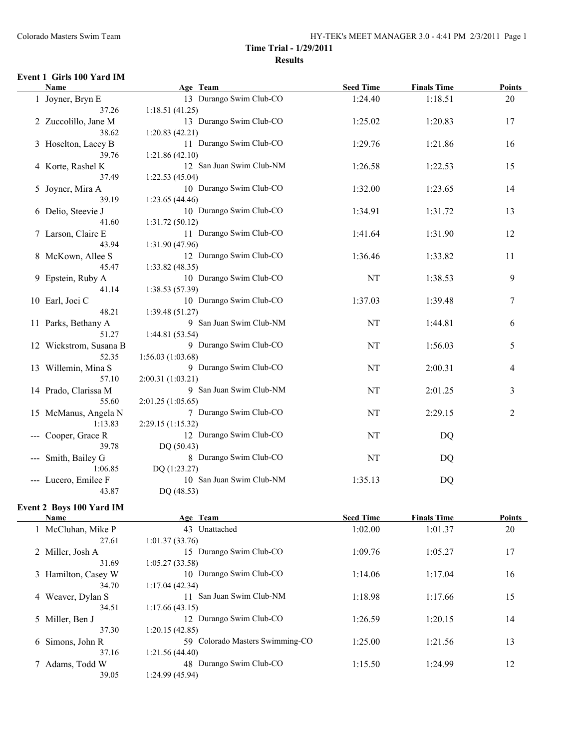# Time Trial - 1/29/2011

## Results

### Event 1 Girls 100 Yard IM

| | Name | Age | Team | Seed Time | Finals Time | Points |
|---|---|---|---|---|---|---|
| 1 | Joyner, Bryn E | 13 | Durango Swim Club-CO | 1:24.40 | 1:18.51 | 20 |
| | 37.26 | 1:18.51 (41.25) | | | | |
| 2 | Zuccolillo, Jane M | 13 | Durango Swim Club-CO | 1:25.02 | 1:20.83 | 17 |
| | 38.62 | 1:20.83 (42.21) | | | | |
| 3 | Hoselton, Lacey B | 11 | Durango Swim Club-CO | 1:29.76 | 1:21.86 | 16 |
| | 39.76 | 1:21.86 (42.10) | | | | |
| 4 | Korte, Rashel K | 12 | San Juan Swim Club-NM | 1:26.58 | 1:22.53 | 15 |
| | 37.49 | 1:22.53 (45.04) | | | | |
| 5 | Joyner, Mira A | 10 | Durango Swim Club-CO | 1:32.00 | 1:23.65 | 14 |
| | 39.19 | 1:23.65 (44.46) | | | | |
| 6 | Delio, Steevie J | 10 | Durango Swim Club-CO | 1:34.91 | 1:31.72 | 13 |
| | 41.60 | 1:31.72 (50.12) | | | | |
| 7 | Larson, Claire E | 11 | Durango Swim Club-CO | 1:41.64 | 1:31.90 | 12 |
| | 43.94 | 1:31.90 (47.96) | | | | |
| 8 | McKown, Allee S | 12 | Durango Swim Club-CO | 1:36.46 | 1:33.82 | 11 |
| | 45.47 | 1:33.82 (48.35) | | | | |
| 9 | Epstein, Ruby A | 10 | Durango Swim Club-CO | NT | 1:38.53 | 9 |
| | 41.14 | 1:38.53 (57.39) | | | | |
| 10 | Earl, Joci C | 10 | Durango Swim Club-CO | 1:37.03 | 1:39.48 | 7 |
| | 48.21 | 1:39.48 (51.27) | | | | |
| 11 | Parks, Bethany A | 9 | San Juan Swim Club-NM | NT | 1:44.81 | 6 |
| | 51.27 | 1:44.81 (53.54) | | | | |
| 12 | Wickstrom, Susana B | 9 | Durango Swim Club-CO | NT | 1:56.03 | 5 |
| | 52.35 | 1:56.03 (1:03.68) | | | | |
| 13 | Willemin, Mina S | 9 | Durango Swim Club-CO | NT | 2:00.31 | 4 |
| | 57.10 | 2:00.31 (1:03.21) | | | | |
| 14 | Prado, Clarissa M | 9 | San Juan Swim Club-NM | NT | 2:01.25 | 3 |
| | 55.60 | 2:01.25 (1:05.65) | | | | |
| 15 | McManus, Angela N | 7 | Durango Swim Club-CO | NT | 2:29.15 | 2 |
| | 1:13.83 | 2:29.15 (1:15.32) | | | | |
| --- | Cooper, Grace R | 12 | Durango Swim Club-CO | NT | DQ | |
| | 39.78 | DQ (50.43) | | | | |
| --- | Smith, Bailey G | 8 | Durango Swim Club-CO | NT | DQ | |
| | 1:06.85 | DQ (1:23.27) | | | | |
| --- | Lucero, Emilee F | 10 | San Juan Swim Club-NM | 1:35.13 | DQ | |
| | 43.87 | DQ (48.53) | | | | |

### Event 2 Boys 100 Yard IM

| | Name | Age | Team | Seed Time | Finals Time | Points |
|---|---|---|---|---|---|---|
| 1 | McCluhan, Mike P | 43 | Unattached | 1:02.00 | 1:01.37 | 20 |
| | 27.61 | 1:01.37 (33.76) | | | | |
| 2 | Miller, Josh A | 15 | Durango Swim Club-CO | 1:09.76 | 1:05.27 | 17 |
| | 31.69 | 1:05.27 (33.58) | | | | |
| 3 | Hamilton, Casey W | 10 | Durango Swim Club-CO | 1:14.06 | 1:17.04 | 16 |
| | 34.70 | 1:17.04 (42.34) | | | | |
| 4 | Weaver, Dylan S | 11 | San Juan Swim Club-NM | 1:18.98 | 1:17.66 | 15 |
| | 34.51 | 1:17.66 (43.15) | | | | |
| 5 | Miller, Ben J | 12 | Durango Swim Club-CO | 1:26.59 | 1:20.15 | 14 |
| | 37.30 | 1:20.15 (42.85) | | | | |
| 6 | Simons, John R | 59 | Colorado Masters Swimming-CO | 1:25.00 | 1:21.56 | 13 |
| | 37.16 | 1:21.56 (44.40) | | | | |
| 7 | Adams, Todd W | 48 | Durango Swim Club-CO | 1:15.50 | 1:24.99 | 12 |
| | 39.05 | 1:24.99 (45.94) | | | | |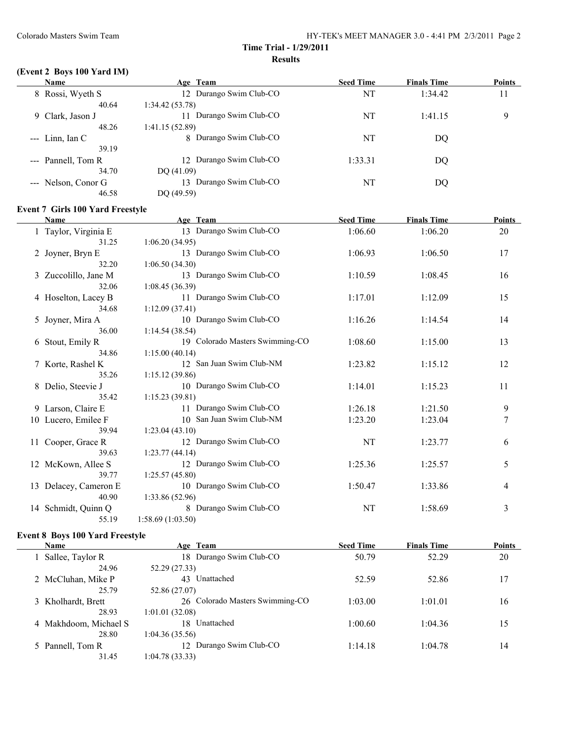**Time Trial - 1/29/2011**

**Results**

### (Event 2 Boys 100 Yard IM)

| | Name | Age | Team | Seed Time | Finals Time | Points |
|---|---|---|---|---|---|---|
| 8 | Rossi, Wyeth S | 12 | Durango Swim Club-CO | NT | 1:34.42 | 11 |
| | 40.64 | 1:34.42 (53.78) | | | | |
| 9 | Clark, Jason J | 11 | Durango Swim Club-CO | NT | 1:41.15 | 9 |
| | 48.26 | 1:41.15 (52.89) | | | | |
| --- | Linn, Ian C | 8 | Durango Swim Club-CO | NT | DQ | |
| | 39.19 | | | | | |
| --- | Pannell, Tom R | 12 | Durango Swim Club-CO | 1:33.31 | DQ | |
| | 34.70 | DQ (41.09) | | | | |
| --- | Nelson, Conor G | 13 | Durango Swim Club-CO | NT | DQ | |
| | 46.58 | DQ (49.59) | | | | |

### Event 7 Girls 100 Yard Freestyle

| | Name | Age | Team | Seed Time | Finals Time | Points |
|---|---|---|---|---|---|---|
| 1 | Taylor, Virginia E | 13 | Durango Swim Club-CO | 1:06.60 | 1:06.20 | 20 |
| | 31.25 | 1:06.20 (34.95) | | | | |
| 2 | Joyner, Bryn E | 13 | Durango Swim Club-CO | 1:06.93 | 1:06.50 | 17 |
| | 32.20 | 1:06.50 (34.30) | | | | |
| 3 | Zuccolillo, Jane M | 13 | Durango Swim Club-CO | 1:10.59 | 1:08.45 | 16 |
| | 32.06 | 1:08.45 (36.39) | | | | |
| 4 | Hoselton, Lacey B | 11 | Durango Swim Club-CO | 1:17.01 | 1:12.09 | 15 |
| | 34.68 | 1:12.09 (37.41) | | | | |
| 5 | Joyner, Mira A | 10 | Durango Swim Club-CO | 1:16.26 | 1:14.54 | 14 |
| | 36.00 | 1:14.54 (38.54) | | | | |
| 6 | Stout, Emily R | 19 | Colorado Masters Swimming-CO | 1:08.60 | 1:15.00 | 13 |
| | 34.86 | 1:15.00 (40.14) | | | | |
| 7 | Korte, Rashel K | 12 | San Juan Swim Club-NM | 1:23.82 | 1:15.12 | 12 |
| | 35.26 | 1:15.12 (39.86) | | | | |
| 8 | Delio, Steevie J | 10 | Durango Swim Club-CO | 1:14.01 | 1:15.23 | 11 |
| | 35.42 | 1:15.23 (39.81) | | | | |
| 9 | Larson, Claire E | 11 | Durango Swim Club-CO | 1:26.18 | 1:21.50 | 9 |
| 10 | Lucero, Emilee F | 10 | San Juan Swim Club-NM | 1:23.20 | 1:23.04 | 7 |
| | 39.94 | 1:23.04 (43.10) | | | | |
| 11 | Cooper, Grace R | 12 | Durango Swim Club-CO | NT | 1:23.77 | 6 |
| | 39.63 | 1:23.77 (44.14) | | | | |
| 12 | McKown, Allee S | 12 | Durango Swim Club-CO | 1:25.36 | 1:25.57 | 5 |
| | 39.77 | 1:25.57 (45.80) | | | | |
| 13 | Delacey, Cameron E | 10 | Durango Swim Club-CO | 1:50.47 | 1:33.86 | 4 |
| | 40.90 | 1:33.86 (52.96) | | | | |
| 14 | Schmidt, Quinn Q | 8 | Durango Swim Club-CO | NT | 1:58.69 | 3 |
| | 55.19 | 1:58.69 (1:03.50) | | | | |

### Event 8 Boys 100 Yard Freestyle

| | Name | Age | Team | Seed Time | Finals Time | Points |
|---|---|---|---|---|---|---|
| 1 | Sallee, Taylor R | 18 | Durango Swim Club-CO | 50.79 | 52.29 | 20 |
| | 24.96 | 52.29 (27.33) | | | | |
| 2 | McCluhan, Mike P | 43 | Unattached | 52.59 | 52.86 | 17 |
| | 25.79 | 52.86 (27.07) | | | | |
| 3 | Kholhardt, Brett | 26 | Colorado Masters Swimming-CO | 1:03.00 | 1:01.01 | 16 |
| | 28.93 | 1:01.01 (32.08) | | | | |
| 4 | Makhdoom, Michael S | 18 | Unattached | 1:00.60 | 1:04.36 | 15 |
| | 28.80 | 1:04.36 (35.56) | | | | |
| 5 | Pannell, Tom R | 12 | Durango Swim Club-CO | 1:14.18 | 1:04.78 | 14 |
| | 31.45 | 1:04.78 (33.33) | | | | |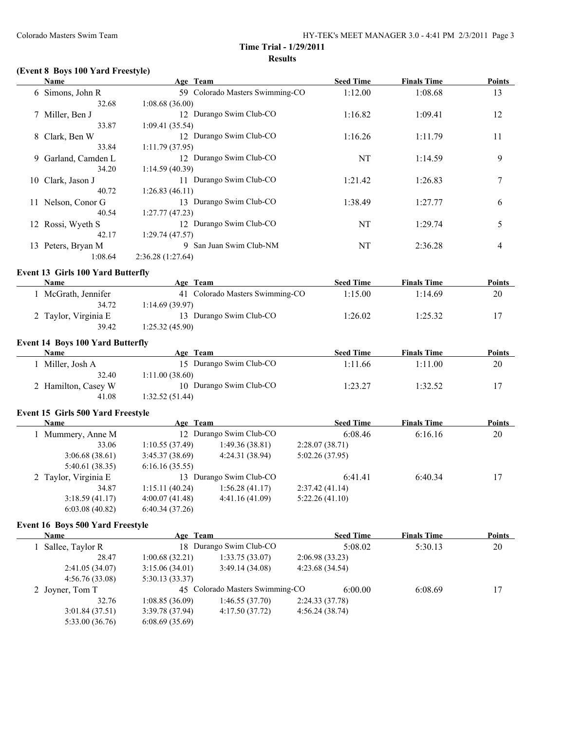**Time Trial - 1/29/2011**

**Results**

### (Event 8 Boys 100 Yard Freestyle)

| | Name | Age | Team | Seed Time | Finals Time | Points |
|---|---|---|---|---|---|---|
| 6 | Simons, John R | 59 | Colorado Masters Swimming-CO | 1:12.00 | 1:08.68 | 13 |
| | 32.68 | 1:08.68 (36.00) | | | | |
| 7 | Miller, Ben J | 12 | Durango Swim Club-CO | 1:16.82 | 1:09.41 | 12 |
| | 33.87 | 1:09.41 (35.54) | | | | |
| 8 | Clark, Ben W | 12 | Durango Swim Club-CO | 1:16.26 | 1:11.79 | 11 |
| | 33.84 | 1:11.79 (37.95) | | | | |
| 9 | Garland, Camden L | 12 | Durango Swim Club-CO | NT | 1:14.59 | 9 |
| | 34.20 | 1:14.59 (40.39) | | | | |
| 10 | Clark, Jason J | 11 | Durango Swim Club-CO | 1:21.42 | 1:26.83 | 7 |
| | 40.72 | 1:26.83 (46.11) | | | | |
| 11 | Nelson, Conor G | 13 | Durango Swim Club-CO | 1:38.49 | 1:27.77 | 6 |
| | 40.54 | 1:27.77 (47.23) | | | | |
| 12 | Rossi, Wyeth S | 12 | Durango Swim Club-CO | NT | 1:29.74 | 5 |
| | 42.17 | 1:29.74 (47.57) | | | | |
| 13 | Peters, Bryan M | 9 | San Juan Swim Club-NM | NT | 2:36.28 | 4 |
| | 1:08.64 | 2:36.28 (1:27.64) | | | | |

### Event 13 Girls 100 Yard Butterfly

| | Name | Age | Team | Seed Time | Finals Time | Points |
|---|---|---|---|---|---|---|
| 1 | McGrath, Jennifer | 41 | Colorado Masters Swimming-CO | 1:15.00 | 1:14.69 | 20 |
| | 34.72 | 1:14.69 (39.97) | | | | |
| 2 | Taylor, Virginia E | 13 | Durango Swim Club-CO | 1:26.02 | 1:25.32 | 17 |
| | 39.42 | 1:25.32 (45.90) | | | | |

### Event 14 Boys 100 Yard Butterfly

| | Name | Age | Team | Seed Time | Finals Time | Points |
|---|---|---|---|---|---|---|
| 1 | Miller, Josh A | 15 | Durango Swim Club-CO | 1:11.66 | 1:11.00 | 20 |
| | 32.40 | 1:11.00 (38.60) | | | | |
| 2 | Hamilton, Casey W | 10 | Durango Swim Club-CO | 1:23.27 | 1:32.52 | 17 |
| | 41.08 | 1:32.52 (51.44) | | | | |

### Event 15 Girls 500 Yard Freestyle

| | Name | Age | Team | | Seed Time | Finals Time | Points |
|---|---|---|---|---|---|---|---|
| 1 | Mummery, Anne M | 12 | Durango Swim Club-CO | | 6:08.46 | 6:16.16 | 20 |
| | 33.06 | 1:10.55 (37.49) | 1:49.36 (38.81) | 2:28.07 (38.71) | | | |
| | 3:06.68 (38.61) | 3:45.37 (38.69) | 4:24.31 (38.94) | 5:02.26 (37.95) | | | |
| | 5:40.61 (38.35) | 6:16.16 (35.55) | | | | | |
| 2 | Taylor, Virginia E | 13 | Durango Swim Club-CO | | 6:41.41 | 6:40.34 | 17 |
| | 34.87 | 1:15.11 (40.24) | 1:56.28 (41.17) | 2:37.42 (41.14) | | | |
| | 3:18.59 (41.17) | 4:00.07 (41.48) | 4:41.16 (41.09) | 5:22.26 (41.10) | | | |
| | 6:03.08 (40.82) | 6:40.34 (37.26) | | | | | |

### Event 16 Boys 500 Yard Freestyle

| | Name | Age | Team | | Seed Time | Finals Time | Points |
|---|---|---|---|---|---|---|---|
| 1 | Sallee, Taylor R | 18 | Durango Swim Club-CO | | 5:08.02 | 5:30.13 | 20 |
| | 28.47 | 1:00.68 (32.21) | 1:33.75 (33.07) | 2:06.98 (33.23) | | | |
| | 2:41.05 (34.07) | 3:15.06 (34.01) | 3:49.14 (34.08) | 4:23.68 (34.54) | | | |
| | 4:56.76 (33.08) | 5:30.13 (33.37) | | | | | |
| 2 | Joyner, Tom T | 45 | Colorado Masters Swimming-CO | | 6:00.00 | 6:08.69 | 17 |
| | 32.76 | 1:08.85 (36.09) | 1:46.55 (37.70) | 2:24.33 (37.78) | | | |
| | 3:01.84 (37.51) | 3:39.78 (37.94) | 4:17.50 (37.72) | 4:56.24 (38.74) | | | |
| | 5:33.00 (36.76) | 6:08.69 (35.69) | | | | | |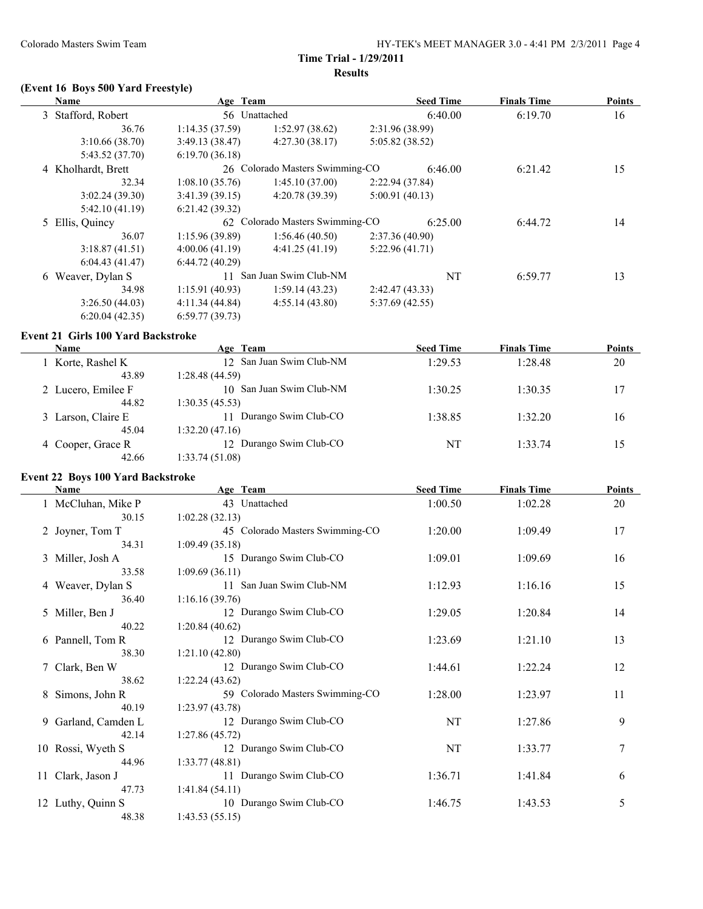## Time Trial - 1/29/2011

### Results

### (Event 16 Boys 500 Yard Freestyle)

| Name | Age | Team | Seed Time | Finals Time | Points |
|---|---|---|---|---|---|
| 3 Stafford, Robert | 56 | Unattached | 6:40.00 | 6:19.70 | 16 |
| 36.76 1:14.35 (37.59) 1:52.97 (38.62) 2:31.96 (38.99) | | | | | |
| 3:10.66 (38.70) 3:49.13 (38.47) 4:27.30 (38.17) 5:05.82 (38.52) | | | | | |
| 5:43.52 (37.70) 6:19.70 (36.18) | | | | | |
| 4 Kholhardt, Brett | 26 | Colorado Masters Swimming-CO | 6:46.00 | 6:21.42 | 15 |
| 32.34 1:08.10 (35.76) 1:45.10 (37.00) 2:22.94 (37.84) | | | | | |
| 3:02.24 (39.30) 3:41.39 (39.15) 4:20.78 (39.39) 5:00.91 (40.13) | | | | | |
| 5:42.10 (41.19) 6:21.42 (39.32) | | | | | |
| 5 Ellis, Quincy | 62 | Colorado Masters Swimming-CO | 6:25.00 | 6:44.72 | 14 |
| 36.07 1:15.96 (39.89) 1:56.46 (40.50) 2:37.36 (40.90) | | | | | |
| 3:18.87 (41.51) 4:00.06 (41.19) 4:41.25 (41.19) 5:22.96 (41.71) | | | | | |
| 6:04.43 (41.47) 6:44.72 (40.29) | | | | | |
| 6 Weaver, Dylan S | 11 | San Juan Swim Club-NM | NT | 6:59.77 | 13 |
| 34.98 1:15.91 (40.93) 1:59.14 (43.23) 2:42.47 (43.33) | | | | | |
| 3:26.50 (44.03) 4:11.34 (44.84) 4:55.14 (43.80) 5:37.69 (42.55) | | | | | |
| 6:20.04 (42.35) 6:59.77 (39.73) | | | | | |

### Event 21 Girls 100 Yard Backstroke

| Name | Age | Team | Seed Time | Finals Time | Points |
|---|---|---|---|---|---|
| 1 Korte, Rashel K | 12 | San Juan Swim Club-NM | 1:29.53 | 1:28.48 | 20 |
| 43.89 1:28.48 (44.59) | | | | | |
| 2 Lucero, Emilee F | 10 | San Juan Swim Club-NM | 1:30.25 | 1:30.35 | 17 |
| 44.82 1:30.35 (45.53) | | | | | |
| 3 Larson, Claire E | 11 | Durango Swim Club-CO | 1:38.85 | 1:32.20 | 16 |
| 45.04 1:32.20 (47.16) | | | | | |
| 4 Cooper, Grace R | 12 | Durango Swim Club-CO | NT | 1:33.74 | 15 |
| 42.66 1:33.74 (51.08) | | | | | |

### Event 22 Boys 100 Yard Backstroke

| Name | Age | Team | Seed Time | Finals Time | Points |
|---|---|---|---|---|---|
| 1 McCluhan, Mike P | 43 | Unattached | 1:00.50 | 1:02.28 | 20 |
| 30.15 1:02.28 (32.13) | | | | | |
| 2 Joyner, Tom T | 45 | Colorado Masters Swimming-CO | 1:20.00 | 1:09.49 | 17 |
| 34.31 1:09.49 (35.18) | | | | | |
| 3 Miller, Josh A | 15 | Durango Swim Club-CO | 1:09.01 | 1:09.69 | 16 |
| 33.58 1:09.69 (36.11) | | | | | |
| 4 Weaver, Dylan S | 11 | San Juan Swim Club-NM | 1:12.93 | 1:16.16 | 15 |
| 36.40 1:16.16 (39.76) | | | | | |
| 5 Miller, Ben J | 12 | Durango Swim Club-CO | 1:29.05 | 1:20.84 | 14 |
| 40.22 1:20.84 (40.62) | | | | | |
| 6 Pannell, Tom R | 12 | Durango Swim Club-CO | 1:23.69 | 1:21.10 | 13 |
| 38.30 1:21.10 (42.80) | | | | | |
| 7 Clark, Ben W | 12 | Durango Swim Club-CO | 1:44.61 | 1:22.24 | 12 |
| 38.62 1:22.24 (43.62) | | | | | |
| 8 Simons, John R | 59 | Colorado Masters Swimming-CO | 1:28.00 | 1:23.97 | 11 |
| 40.19 1:23.97 (43.78) | | | | | |
| 9 Garland, Camden L | 12 | Durango Swim Club-CO | NT | 1:27.86 | 9 |
| 42.14 1:27.86 (45.72) | | | | | |
| 10 Rossi, Wyeth S | 12 | Durango Swim Club-CO | NT | 1:33.77 | 7 |
| 44.96 1:33.77 (48.81) | | | | | |
| 11 Clark, Jason J | 11 | Durango Swim Club-CO | 1:36.71 | 1:41.84 | 6 |
| 47.73 1:41.84 (54.11) | | | | | |
| 12 Luthy, Quinn S | 10 | Durango Swim Club-CO | 1:46.75 | 1:43.53 | 5 |
| 48.38 1:43.53 (55.15) | | | | | |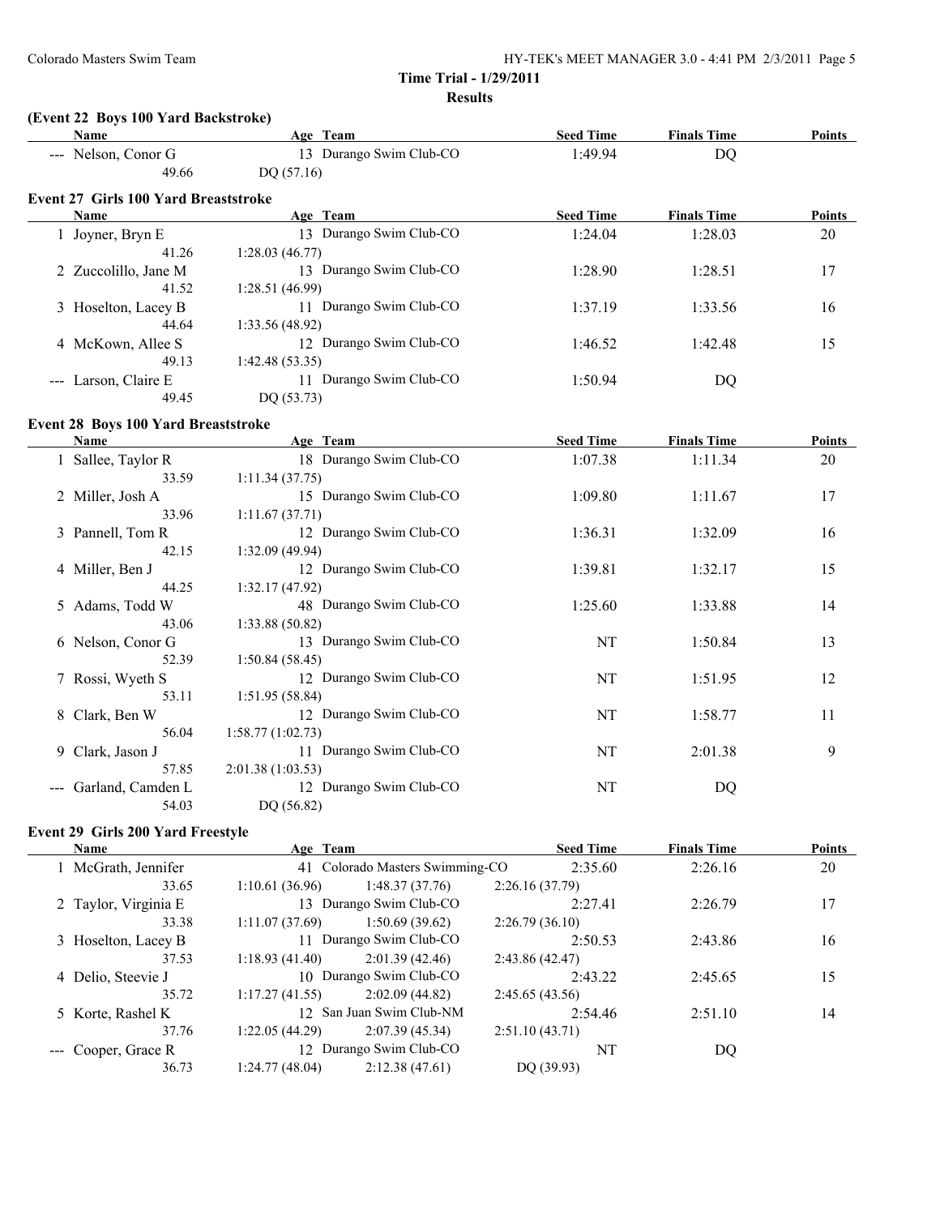**Time Trial - 1/29/2011**

**Results**

### (Event 22 Boys 100 Yard Backstroke)

| Name | Age | Team | Seed Time | Finals Time | Points |
|---|---|---|---|---|---|
| --- Nelson, Conor G | 13 | Durango Swim Club-CO | 1:49.94 | DQ | |
| 49.66 | DQ (57.16) | | | | |

### Event 27 Girls 100 Yard Breaststroke

| Name | Age | Team | Seed Time | Finals Time | Points |
|---|---|---|---|---|---|
| 1 Joyner, Bryn E | 13 | Durango Swim Club-CO | 1:24.04 | 1:28.03 | 20 |
| 41.26 | 1:28.03 (46.77) | | | | |
| 2 Zuccolillo, Jane M | 13 | Durango Swim Club-CO | 1:28.90 | 1:28.51 | 17 |
| 41.52 | 1:28.51 (46.99) | | | | |
| 3 Hoselton, Lacey B | 11 | Durango Swim Club-CO | 1:37.19 | 1:33.56 | 16 |
| 44.64 | 1:33.56 (48.92) | | | | |
| 4 McKown, Allee S | 12 | Durango Swim Club-CO | 1:46.52 | 1:42.48 | 15 |
| 49.13 | 1:42.48 (53.35) | | | | |
| --- Larson, Claire E | 11 | Durango Swim Club-CO | 1:50.94 | DQ | |
| 49.45 | DQ (53.73) | | | | |

### Event 28 Boys 100 Yard Breaststroke

| Name | Age | Team | Seed Time | Finals Time | Points |
|---|---|---|---|---|---|
| 1 Sallee, Taylor R | 18 | Durango Swim Club-CO | 1:07.38 | 1:11.34 | 20 |
| 33.59 | 1:11.34 (37.75) | | | | |
| 2 Miller, Josh A | 15 | Durango Swim Club-CO | 1:09.80 | 1:11.67 | 17 |
| 33.96 | 1:11.67 (37.71) | | | | |
| 3 Pannell, Tom R | 12 | Durango Swim Club-CO | 1:36.31 | 1:32.09 | 16 |
| 42.15 | 1:32.09 (49.94) | | | | |
| 4 Miller, Ben J | 12 | Durango Swim Club-CO | 1:39.81 | 1:32.17 | 15 |
| 44.25 | 1:32.17 (47.92) | | | | |
| 5 Adams, Todd W | 48 | Durango Swim Club-CO | 1:25.60 | 1:33.88 | 14 |
| 43.06 | 1:33.88 (50.82) | | | | |
| 6 Nelson, Conor G | 13 | Durango Swim Club-CO | NT | 1:50.84 | 13 |
| 52.39 | 1:50.84 (58.45) | | | | |
| 7 Rossi, Wyeth S | 12 | Durango Swim Club-CO | NT | 1:51.95 | 12 |
| 53.11 | 1:51.95 (58.84) | | | | |
| 8 Clark, Ben W | 12 | Durango Swim Club-CO | NT | 1:58.77 | 11 |
| 56.04 | 1:58.77 (1:02.73) | | | | |
| 9 Clark, Jason J | 11 | Durango Swim Club-CO | NT | 2:01.38 | 9 |
| 57.85 | 2:01.38 (1:03.53) | | | | |
| --- Garland, Camden L | 12 | Durango Swim Club-CO | NT | DQ | |
| 54.03 | DQ (56.82) | | | | |

### Event 29 Girls 200 Yard Freestyle

| Name | Age | Team | | Seed Time | Finals Time | Points |
|---|---|---|---|---|---|---|
| 1 McGrath, Jennifer | 41 | Colorado Masters Swimming-CO | | 2:35.60 | 2:26.16 | 20 |
| 33.65 | 1:10.61 (36.96) | 1:48.37 (37.76) | 2:26.16 (37.79) | | | |
| 2 Taylor, Virginia E | 13 | Durango Swim Club-CO | | 2:27.41 | 2:26.79 | 17 |
| 33.38 | 1:11.07 (37.69) | 1:50.69 (39.62) | 2:26.79 (36.10) | | | |
| 3 Hoselton, Lacey B | 11 | Durango Swim Club-CO | | 2:50.53 | 2:43.86 | 16 |
| 37.53 | 1:18.93 (41.40) | 2:01.39 (42.46) | 2:43.86 (42.47) | | | |
| 4 Delio, Steevie J | 10 | Durango Swim Club-CO | | 2:43.22 | 2:45.65 | 15 |
| 35.72 | 1:17.27 (41.55) | 2:02.09 (44.82) | 2:45.65 (43.56) | | | |
| 5 Korte, Rashel K | 12 | San Juan Swim Club-NM | | 2:54.46 | 2:51.10 | 14 |
| 37.76 | 1:22.05 (44.29) | 2:07.39 (45.34) | 2:51.10 (43.71) | | | |
| --- Cooper, Grace R | 12 | Durango Swim Club-CO | | NT | DQ | |
| 36.73 | 1:24.77 (48.04) | 2:12.38 (47.61) | DQ (39.93) | | | |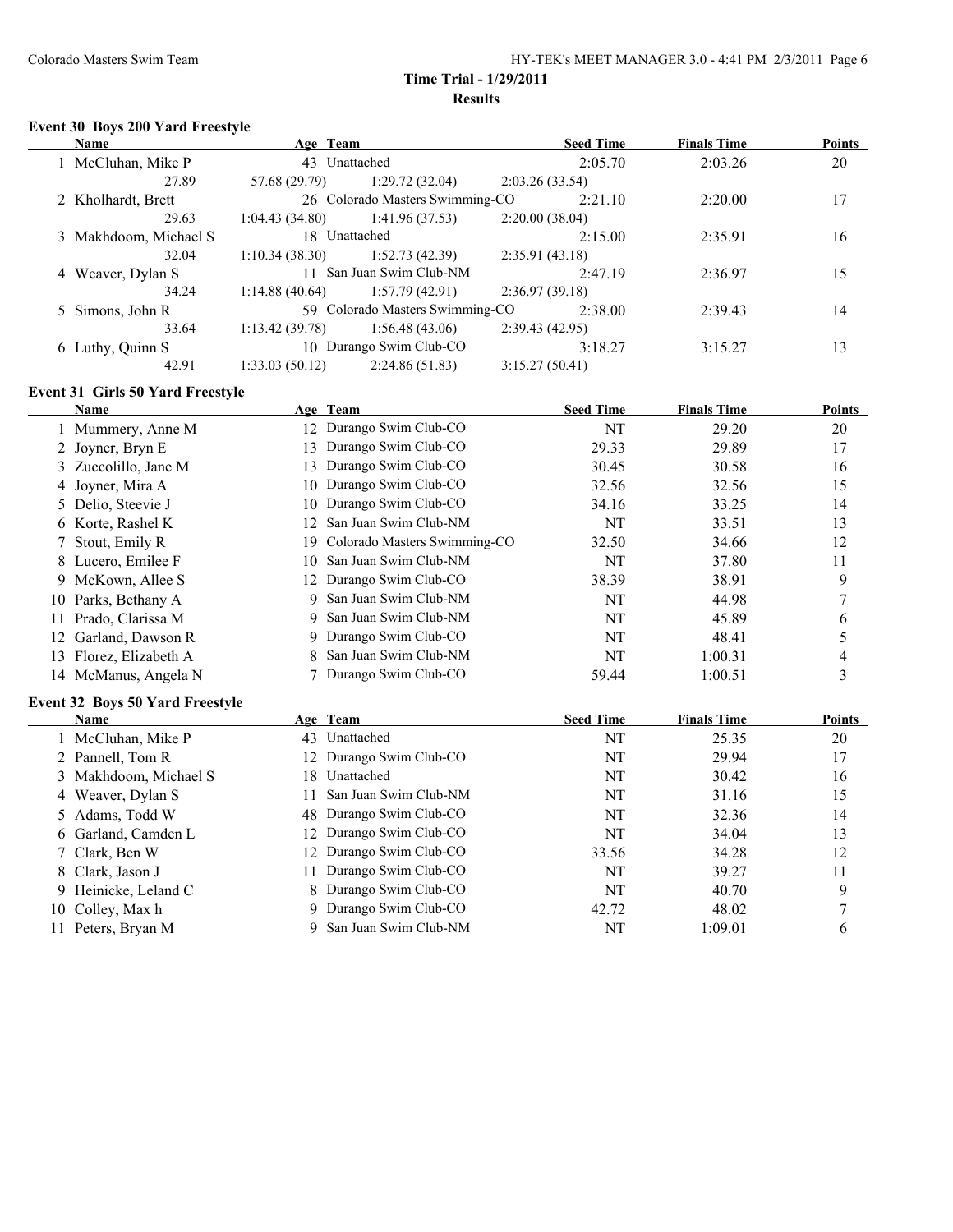**Time Trial - 1/29/2011**

**Results**

### Event 30 Boys 200 Yard Freestyle

| | Name | Age | Team | Seed Time | Finals Time | Points |
|---|---|---|---|---|---|---|
| 1 | McCluhan, Mike P | 43 | Unattached | 2:05.70 | 2:03.26 | 20 |
| | 27.89 | 57.68 (29.79) | 1:29.72 (32.04) | 2:03.26 (33.54) | | |
| 2 | Kholhardt, Brett | 26 | Colorado Masters Swimming-CO | 2:21.10 | 2:20.00 | 17 |
| | 29.63 | 1:04.43 (34.80) | 1:41.96 (37.53) | 2:20.00 (38.04) | | |
| 3 | Makhdoom, Michael S | 18 | Unattached | 2:15.00 | 2:35.91 | 16 |
| | 32.04 | 1:10.34 (38.30) | 1:52.73 (42.39) | 2:35.91 (43.18) | | |
| 4 | Weaver, Dylan S | 11 | San Juan Swim Club-NM | 2:47.19 | 2:36.97 | 15 |
| | 34.24 | 1:14.88 (40.64) | 1:57.79 (42.91) | 2:36.97 (39.18) | | |
| 5 | Simons, John R | 59 | Colorado Masters Swimming-CO | 2:38.00 | 2:39.43 | 14 |
| | 33.64 | 1:13.42 (39.78) | 1:56.48 (43.06) | 2:39.43 (42.95) | | |
| 6 | Luthy, Quinn S | 10 | Durango Swim Club-CO | 3:18.27 | 3:15.27 | 13 |
| | 42.91 | 1:33.03 (50.12) | 2:24.86 (51.83) | 3:15.27 (50.41) | | |

### Event 31 Girls 50 Yard Freestyle

| | Name | Age | Team | Seed Time | Finals Time | Points |
|---|---|---|---|---|---|---|
| 1 | Mummery, Anne M | 12 | Durango Swim Club-CO | NT | 29.20 | 20 |
| 2 | Joyner, Bryn E | 13 | Durango Swim Club-CO | 29.33 | 29.89 | 17 |
| 3 | Zuccolillo, Jane M | 13 | Durango Swim Club-CO | 30.45 | 30.58 | 16 |
| 4 | Joyner, Mira A | 10 | Durango Swim Club-CO | 32.56 | 32.56 | 15 |
| 5 | Delio, Steevie J | 10 | Durango Swim Club-CO | 34.16 | 33.25 | 14 |
| 6 | Korte, Rashel K | 12 | San Juan Swim Club-NM | NT | 33.51 | 13 |
| 7 | Stout, Emily R | 19 | Colorado Masters Swimming-CO | 32.50 | 34.66 | 12 |
| 8 | Lucero, Emilee F | 10 | San Juan Swim Club-NM | NT | 37.80 | 11 |
| 9 | McKown, Allee S | 12 | Durango Swim Club-CO | 38.39 | 38.91 | 9 |
| 10 | Parks, Bethany A | 9 | San Juan Swim Club-NM | NT | 44.98 | 7 |
| 11 | Prado, Clarissa M | 9 | San Juan Swim Club-NM | NT | 45.89 | 6 |
| 12 | Garland, Dawson R | 9 | Durango Swim Club-CO | NT | 48.41 | 5 |
| 13 | Florez, Elizabeth A | 8 | San Juan Swim Club-NM | NT | 1:00.31 | 4 |
| 14 | McManus, Angela N | 7 | Durango Swim Club-CO | 59.44 | 1:00.51 | 3 |

### Event 32 Boys 50 Yard Freestyle

| | Name | Age | Team | Seed Time | Finals Time | Points |
|---|---|---|---|---|---|---|
| 1 | McCluhan, Mike P | 43 | Unattached | NT | 25.35 | 20 |
| 2 | Pannell, Tom R | 12 | Durango Swim Club-CO | NT | 29.94 | 17 |
| 3 | Makhdoom, Michael S | 18 | Unattached | NT | 30.42 | 16 |
| 4 | Weaver, Dylan S | 11 | San Juan Swim Club-NM | NT | 31.16 | 15 |
| 5 | Adams, Todd W | 48 | Durango Swim Club-CO | NT | 32.36 | 14 |
| 6 | Garland, Camden L | 12 | Durango Swim Club-CO | NT | 34.04 | 13 |
| 7 | Clark, Ben W | 12 | Durango Swim Club-CO | 33.56 | 34.28 | 12 |
| 8 | Clark, Jason J | 11 | Durango Swim Club-CO | NT | 39.27 | 11 |
| 9 | Heinicke, Leland C | 8 | Durango Swim Club-CO | NT | 40.70 | 9 |
| 10 | Colley, Max h | 9 | Durango Swim Club-CO | 42.72 | 48.02 | 7 |
| 11 | Peters, Bryan M | 9 | San Juan Swim Club-NM | NT | 1:09.01 | 6 |